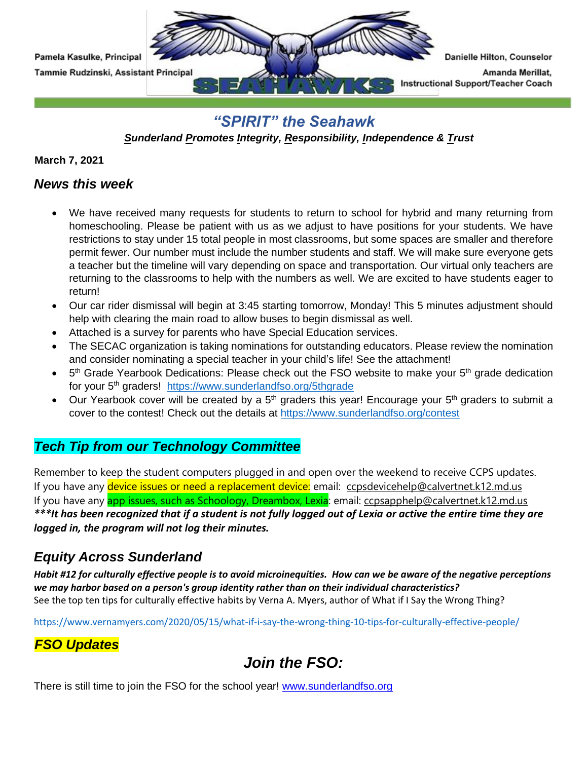Pamela Kasulke, Principal

Tammie Rudzinski, Assistant Principal

SEAHAWKS

Danielle Hilton, Counselor

Amanda Merillat, Instructional Support/Teacher Coach

## *“SPIRIT” the Seahawk*

***S**underland **P**romotes **I**ntegrity, **R**esponsibility, **I**ndependence & **T**rust*

**March 7, 2021**

## *News this week*

- We have received many requests for students to return to school for hybrid and many returning from homeschooling. Please be patient with us as we adjust to have positions for your students. We have restrictions to stay under 15 total people in most classrooms, but some spaces are smaller and therefore permit fewer. Our number must include the number students and staff. We will make sure everyone gets a teacher but the timeline will vary depending on space and transportation. Our virtual only teachers are returning to the classrooms to help with the numbers as well. We are excited to have students eager to return!
- Our car rider dismissal will begin at 3:45 starting tomorrow, Monday! This 5 minutes adjustment should help with clearing the main road to allow buses to begin dismissal as well.
- Attached is a survey for parents who have Special Education services.
- The SECAC organization is taking nominations for outstanding educators. Please review the nomination and consider nominating a special teacher in your child’s life! See the attachment!
- 5th Grade Yearbook Dedications: Please check out the FSO website to make your 5th grade dedication for your 5th graders! https://www.sunderlandfso.org/5thgrade
- Our Yearbook cover will be created by a 5th graders this year! Encourage your 5th graders to submit a cover to the contest! Check out the details at https://www.sunderlandfso.org/contest

## *Tech Tip from our Technology Committee*

Remember to keep the student computers plugged in and open over the weekend to receive CCPS updates.
If you have any device issues or need a replacement device: email: ccpsdevicehelp@calvertnet.k12.md.us
If you have any app issues, such as Schoology, Dreambox, Lexia: email: ccpsapphelp@calvertnet.k12.md.us
***\*\*\*It has been recognized that if a student is not fully logged out of Lexia or active the entire time they are logged in, the program will not log their minutes.***

## *Equity Across Sunderland*

***Habit #12 for culturally effective people is to avoid microinequities. How can we be aware of the negative perceptions we may harbor based on a person's group identity rather than on their individual characteristics?***
See the top ten tips for culturally effective habits by Verna A. Myers, author of What if I Say the Wrong Thing?

https://www.vernamyers.com/2020/05/15/what-if-i-say-the-wrong-thing-10-tips-for-culturally-effective-people/

## *FSO Updates*

## *Join the FSO:*

There is still time to join the FSO for the school year! www.sunderlandfso.org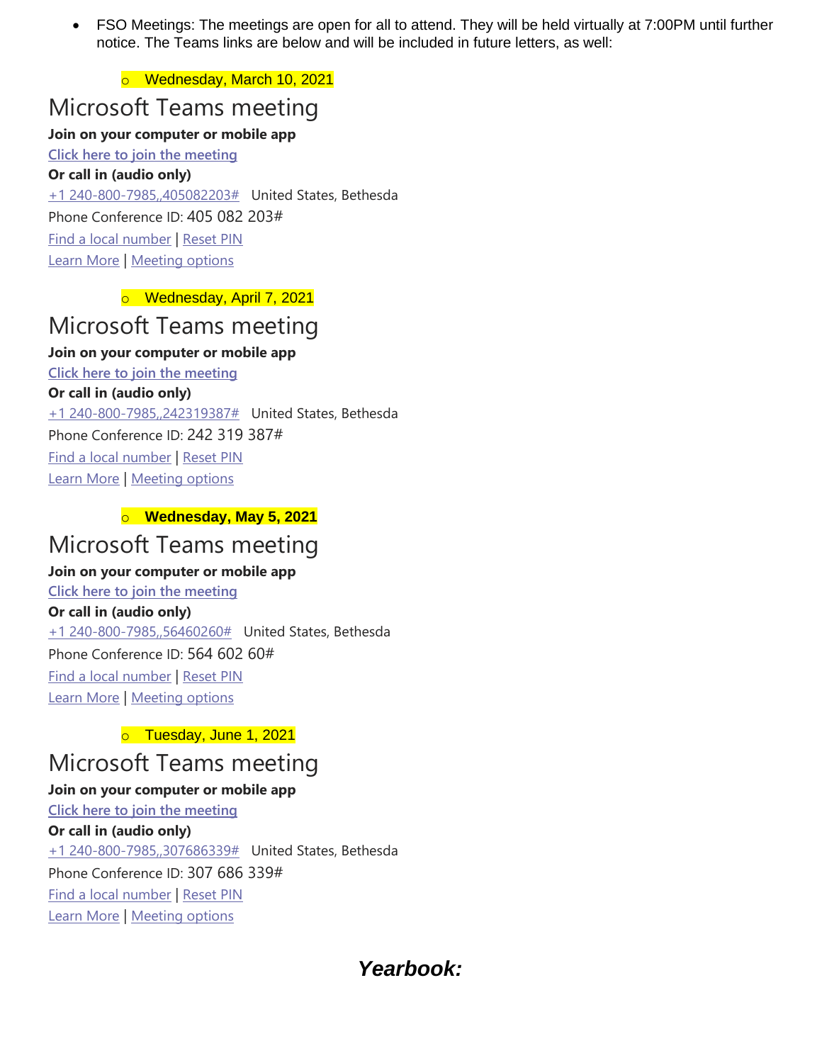- FSO Meetings: The meetings are open for all to attend. They will be held virtually at 7:00PM until further notice. The Teams links are below and will be included in future letters, as well:

  - Wednesday, March 10, 2021

## Microsoft Teams meeting

**Join on your computer or mobile app**

**Click here to join the meeting**

**Or call in (audio only)**

+1 240-800-7985,,405082203# United States, Bethesda

Phone Conference ID: 405 082 203#

Find a local number | Reset PIN

Learn More | Meeting options

  - Wednesday, April 7, 2021

## Microsoft Teams meeting

**Join on your computer or mobile app**

**Click here to join the meeting**

**Or call in (audio only)**

+1 240-800-7985,,242319387# United States, Bethesda

Phone Conference ID: 242 319 387#

Find a local number | Reset PIN

Learn More | Meeting options

  - **Wednesday, May 5, 2021**

## Microsoft Teams meeting

**Join on your computer or mobile app**

**Click here to join the meeting**

**Or call in (audio only)**

+1 240-800-7985,,56460260# United States, Bethesda

Phone Conference ID: 564 602 60#

Find a local number | Reset PIN

Learn More | Meeting options

  - Tuesday, June 1, 2021

## Microsoft Teams meeting

**Join on your computer or mobile app**

**Click here to join the meeting**

**Or call in (audio only)**

+1 240-800-7985,,307686339# United States, Bethesda

Phone Conference ID: 307 686 339#

Find a local number | Reset PIN

Learn More | Meeting options

### ***Yearbook:***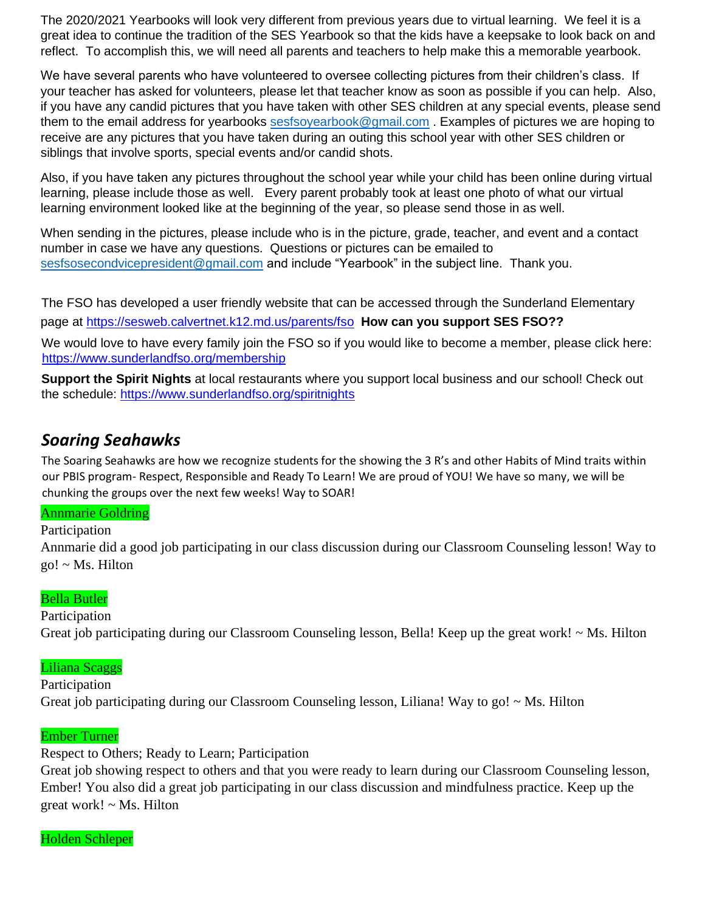The 2020/2021 Yearbooks will look very different from previous years due to virtual learning. We feel it is a great idea to continue the tradition of the SES Yearbook so that the kids have a keepsake to look back on and reflect. To accomplish this, we will need all parents and teachers to help make this a memorable yearbook.

We have several parents who have volunteered to oversee collecting pictures from their children's class. If your teacher has asked for volunteers, please let that teacher know as soon as possible if you can help. Also, if you have any candid pictures that you have taken with other SES children at any special events, please send them to the email address for yearbooks sesfsoyearbook@gmail.com . Examples of pictures we are hoping to receive are any pictures that you have taken during an outing this school year with other SES children or siblings that involve sports, special events and/or candid shots.

Also, if you have taken any pictures throughout the school year while your child has been online during virtual learning, please include those as well. Every parent probably took at least one photo of what our virtual learning environment looked like at the beginning of the year, so please send those in as well.

When sending in the pictures, please include who is in the picture, grade, teacher, and event and a contact number in case we have any questions. Questions or pictures can be emailed to sesfsosecondvicepresident@gmail.com and include "Yearbook" in the subject line. Thank you.

The FSO has developed a user friendly website that can be accessed through the Sunderland Elementary page at https://sesweb.calvertnet.k12.md.us/parents/fso **How can you support SES FSO??**

We would love to have every family join the FSO so if you would like to become a member, please click here: https://www.sunderlandfso.org/membership

**Support the Spirit Nights** at local restaurants where you support local business and our school! Check out the schedule: https://www.sunderlandfso.org/spiritnights

## *Soaring Seahawks*

The Soaring Seahawks are how we recognize students for the showing the 3 R's and other Habits of Mind traits within our PBIS program- Respect, Responsible and Ready To Learn! We are proud of YOU! We have so many, we will be chunking the groups over the next few weeks! Way to SOAR!

Annmarie Goldring

Participation

Annmarie did a good job participating in our class discussion during our Classroom Counseling lesson! Way to go! ~ Ms. Hilton

Bella Butler

Participation

Great job participating during our Classroom Counseling lesson, Bella! Keep up the great work! ~ Ms. Hilton

Liliana Scaggs

Participation

Great job participating during our Classroom Counseling lesson, Liliana! Way to go! ~ Ms. Hilton

Ember Turner

Respect to Others; Ready to Learn; Participation

Great job showing respect to others and that you were ready to learn during our Classroom Counseling lesson, Ember! You also did a great job participating in our class discussion and mindfulness practice. Keep up the great work! ~ Ms. Hilton

Holden Schleper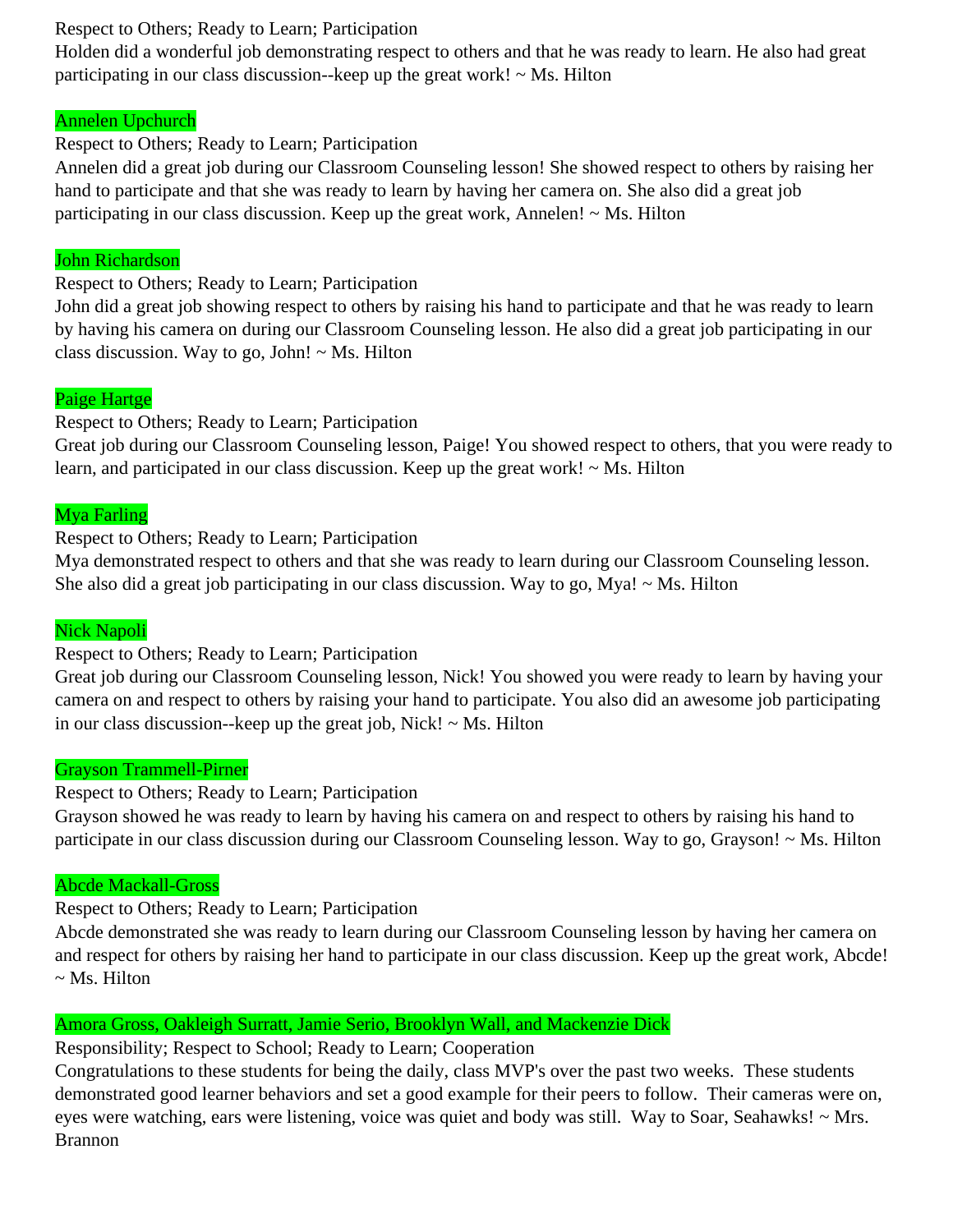Respect to Others; Ready to Learn; Participation
Holden did a wonderful job demonstrating respect to others and that he was ready to learn. He also had great participating in our class discussion--keep up the great work! ~ Ms. Hilton

Annelen Upchurch

Respect to Others; Ready to Learn; Participation
Annelen did a great job during our Classroom Counseling lesson! She showed respect to others by raising her hand to participate and that she was ready to learn by having her camera on. She also did a great job participating in our class discussion. Keep up the great work, Annelen! ~ Ms. Hilton

John Richardson

Respect to Others; Ready to Learn; Participation
John did a great job showing respect to others by raising his hand to participate and that he was ready to learn by having his camera on during our Classroom Counseling lesson. He also did a great job participating in our class discussion. Way to go, John! ~ Ms. Hilton

Paige Hartge

Respect to Others; Ready to Learn; Participation
Great job during our Classroom Counseling lesson, Paige! You showed respect to others, that you were ready to learn, and participated in our class discussion. Keep up the great work! ~ Ms. Hilton

Mya Farling

Respect to Others; Ready to Learn; Participation
Mya demonstrated respect to others and that she was ready to learn during our Classroom Counseling lesson. She also did a great job participating in our class discussion. Way to go, Mya! ~ Ms. Hilton

Nick Napoli

Respect to Others; Ready to Learn; Participation
Great job during our Classroom Counseling lesson, Nick! You showed you were ready to learn by having your camera on and respect to others by raising your hand to participate. You also did an awesome job participating in our class discussion--keep up the great job, Nick! ~ Ms. Hilton

Grayson Trammell-Pirner

Respect to Others; Ready to Learn; Participation
Grayson showed he was ready to learn by having his camera on and respect to others by raising his hand to participate in our class discussion during our Classroom Counseling lesson. Way to go, Grayson! ~ Ms. Hilton

Abcde Mackall-Gross

Respect to Others; Ready to Learn; Participation
Abcde demonstrated she was ready to learn during our Classroom Counseling lesson by having her camera on and respect for others by raising her hand to participate in our class discussion. Keep up the great work, Abcde! ~ Ms. Hilton

Amora Gross, Oakleigh Surratt, Jamie Serio, Brooklyn Wall, and Mackenzie Dick

Responsibility; Respect to School; Ready to Learn; Cooperation
Congratulations to these students for being the daily, class MVP's over the past two weeks. These students demonstrated good learner behaviors and set a good example for their peers to follow. Their cameras were on, eyes were watching, ears were listening, voice was quiet and body was still. Way to Soar, Seahawks! ~ Mrs. Brannon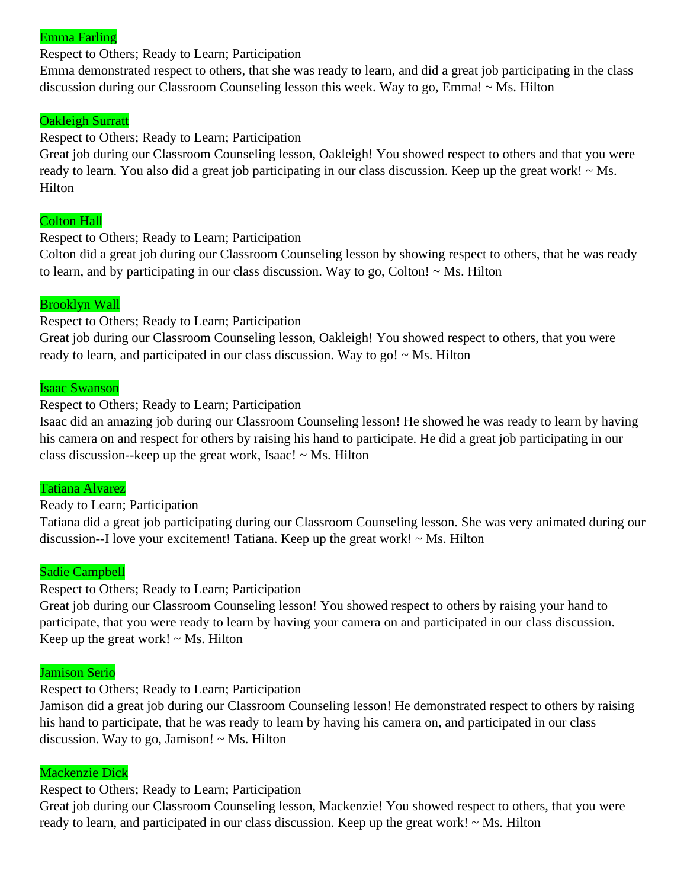Emma Farling

Respect to Others; Ready to Learn; Participation

Emma demonstrated respect to others, that she was ready to learn, and did a great job participating in the class discussion during our Classroom Counseling lesson this week. Way to go, Emma! ~ Ms. Hilton

Oakleigh Surratt

Respect to Others; Ready to Learn; Participation

Great job during our Classroom Counseling lesson, Oakleigh! You showed respect to others and that you were ready to learn. You also did a great job participating in our class discussion. Keep up the great work! ~ Ms. Hilton

Colton Hall

Respect to Others; Ready to Learn; Participation

Colton did a great job during our Classroom Counseling lesson by showing respect to others, that he was ready to learn, and by participating in our class discussion. Way to go, Colton! ~ Ms. Hilton

Brooklyn Wall

Respect to Others; Ready to Learn; Participation

Great job during our Classroom Counseling lesson, Oakleigh! You showed respect to others, that you were ready to learn, and participated in our class discussion. Way to go! ~ Ms. Hilton

Isaac Swanson

Respect to Others; Ready to Learn; Participation

Isaac did an amazing job during our Classroom Counseling lesson! He showed he was ready to learn by having his camera on and respect for others by raising his hand to participate. He did a great job participating in our class discussion--keep up the great work, Isaac! ~ Ms. Hilton

Tatiana Alvarez

Ready to Learn; Participation

Tatiana did a great job participating during our Classroom Counseling lesson. She was very animated during our discussion--I love your excitement! Tatiana. Keep up the great work! ~ Ms. Hilton

Sadie Campbell

Respect to Others; Ready to Learn; Participation

Great job during our Classroom Counseling lesson! You showed respect to others by raising your hand to participate, that you were ready to learn by having your camera on and participated in our class discussion. Keep up the great work! ~ Ms. Hilton

Jamison Serio

Respect to Others; Ready to Learn; Participation

Jamison did a great job during our Classroom Counseling lesson! He demonstrated respect to others by raising his hand to participate, that he was ready to learn by having his camera on, and participated in our class discussion. Way to go, Jamison! ~ Ms. Hilton

Mackenzie Dick

Respect to Others; Ready to Learn; Participation

Great job during our Classroom Counseling lesson, Mackenzie! You showed respect to others, that you were ready to learn, and participated in our class discussion. Keep up the great work! ~ Ms. Hilton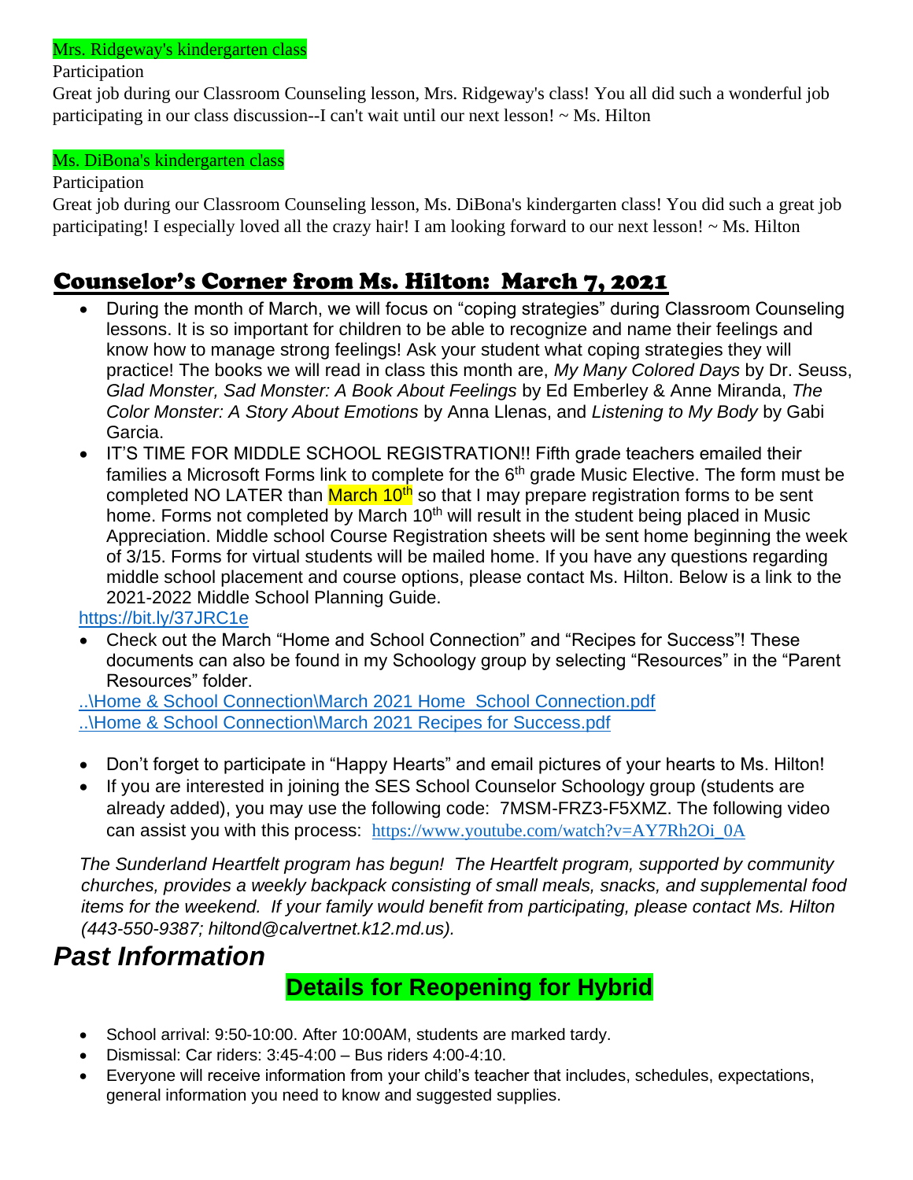Mrs. Ridgeway's kindergarten class

Participation

Great job during our Classroom Counseling lesson, Mrs. Ridgeway's class! You all did such a wonderful job participating in our class discussion--I can't wait until our next lesson! ~ Ms. Hilton

Ms. DiBona's kindergarten class

Participation

Great job during our Classroom Counseling lesson, Ms. DiBona's kindergarten class! You did such a great job participating! I especially loved all the crazy hair! I am looking forward to our next lesson! ~ Ms. Hilton

## Counselor's Corner from Ms. Hilton: March 7, 2021

- During the month of March, we will focus on "coping strategies" during Classroom Counseling lessons. It is so important for children to be able to recognize and name their feelings and know how to manage strong feelings! Ask your student what coping strategies they will practice! The books we will read in class this month are, *My Many Colored Days* by Dr. Seuss, *Glad Monster, Sad Monster: A Book About Feelings* by Ed Emberley & Anne Miranda, *The Color Monster: A Story About Emotions* by Anna Llenas, and *Listening to My Body* by Gabi Garcia.
- IT'S TIME FOR MIDDLE SCHOOL REGISTRATION!! Fifth grade teachers emailed their families a Microsoft Forms link to complete for the 6th grade Music Elective. The form must be completed NO LATER than March 10th so that I may prepare registration forms to be sent home. Forms not completed by March 10th will result in the student being placed in Music Appreciation. Middle school Course Registration sheets will be sent home beginning the week of 3/15. Forms for virtual students will be mailed home. If you have any questions regarding middle school placement and course options, please contact Ms. Hilton. Below is a link to the 2021-2022 Middle School Planning Guide.

https://bit.ly/37JRC1e

- Check out the March "Home and School Connection" and "Recipes for Success"! These documents can also be found in my Schoology group by selecting "Resources" in the "Parent Resources" folder.

..\Home & School Connection\March 2021 Home_School Connection.pdf
..\Home & School Connection\March 2021 Recipes for Success.pdf

- Don't forget to participate in "Happy Hearts" and email pictures of your hearts to Ms. Hilton!
- If you are interested in joining the SES School Counselor Schoology group (students are already added), you may use the following code: 7MSM-FRZ3-F5XMZ. The following video can assist you with this process: https://www.youtube.com/watch?v=AY7Rh2Oi_0A

*The Sunderland Heartfelt program has begun! The Heartfelt program, supported by community churches, provides a weekly backpack consisting of small meals, snacks, and supplemental food items for the weekend. If your family would benefit from participating, please contact Ms. Hilton (443-550-9387; hiltond@calvertnet.k12.md.us).*

# *Past Information*

## Details for Reopening for Hybrid

- School arrival: 9:50-10:00. After 10:00AM, students are marked tardy.
- Dismissal: Car riders: 3:45-4:00 – Bus riders 4:00-4:10.
- Everyone will receive information from your child's teacher that includes, schedules, expectations, general information you need to know and suggested supplies.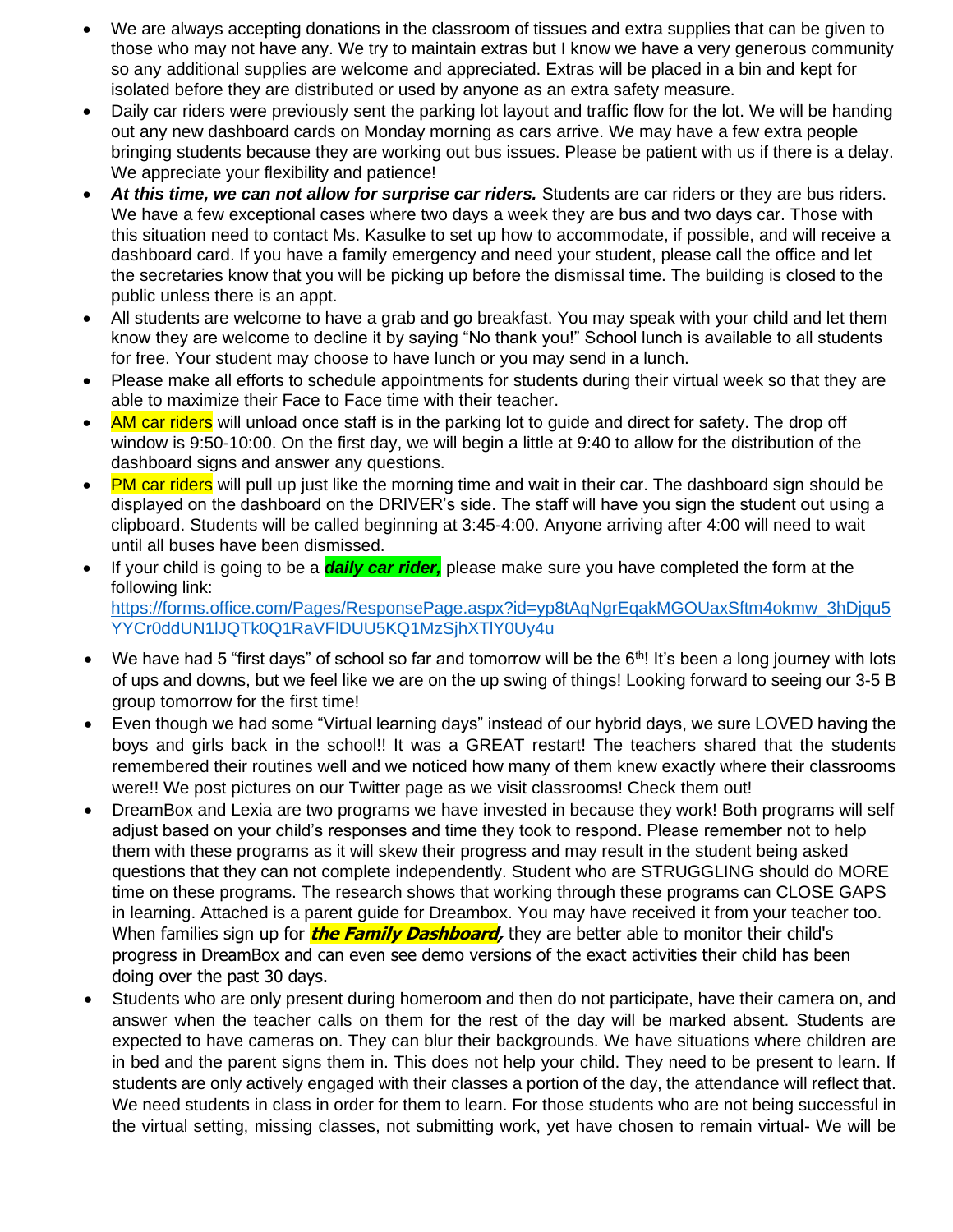- We are always accepting donations in the classroom of tissues and extra supplies that can be given to those who may not have any. We try to maintain extras but I know we have a very generous community so any additional supplies are welcome and appreciated. Extras will be placed in a bin and kept for isolated before they are distributed or used by anyone as an extra safety measure.
- Daily car riders were previously sent the parking lot layout and traffic flow for the lot. We will be handing out any new dashboard cards on Monday morning as cars arrive. We may have a few extra people bringing students because they are working out bus issues. Please be patient with us if there is a delay. We appreciate your flexibility and patience!
- ***At this time, we can not allow for surprise car riders.*** Students are car riders or they are bus riders. We have a few exceptional cases where two days a week they are bus and two days car. Those with this situation need to contact Ms. Kasulke to set up how to accommodate, if possible, and will receive a dashboard card. If you have a family emergency and need your student, please call the office and let the secretaries know that you will be picking up before the dismissal time. The building is closed to the public unless there is an appt.
- All students are welcome to have a grab and go breakfast. You may speak with your child and let them know they are welcome to decline it by saying "No thank you!" School lunch is available to all students for free. Your student may choose to have lunch or you may send in a lunch.
- Please make all efforts to schedule appointments for students during their virtual week so that they are able to maximize their Face to Face time with their teacher.
- AM car riders will unload once staff is in the parking lot to guide and direct for safety. The drop off window is 9:50-10:00. On the first day, we will begin a little at 9:40 to allow for the distribution of the dashboard signs and answer any questions.
- PM car riders will pull up just like the morning time and wait in their car. The dashboard sign should be displayed on the dashboard on the DRIVER's side. The staff will have you sign the student out using a clipboard. Students will be called beginning at 3:45-4:00. Anyone arriving after 4:00 will need to wait until all buses have been dismissed.
- If your child is going to be a ***daily car rider,*** please make sure you have completed the form at the following link: https://forms.office.com/Pages/ResponsePage.aspx?id=yp8tAqNgrEqakMGOUaxSftm4okmw_3hDjqu5YYCr0ddUN1lJQTk0Q1RaVFlDUU5KQ1MzSjhXTlY0Uy4u
- We have had 5 "first days" of school so far and tomorrow will be the 6th! It's been a long journey with lots of ups and downs, but we feel like we are on the up swing of things! Looking forward to seeing our 3-5 B group tomorrow for the first time!
- Even though we had some "Virtual learning days" instead of our hybrid days, we sure LOVED having the boys and girls back in the school!! It was a GREAT restart! The teachers shared that the students remembered their routines well and we noticed how many of them knew exactly where their classrooms were!! We post pictures on our Twitter page as we visit classrooms! Check them out!
- DreamBox and Lexia are two programs we have invested in because they work! Both programs will self adjust based on your child's responses and time they took to respond. Please remember not to help them with these programs as it will skew their progress and may result in the student being asked questions that they can not complete independently. Student who are STRUGGLING should do MORE time on these programs. The research shows that working through these programs can CLOSE GAPS in learning. Attached is a parent guide for Dreambox. You may have received it from your teacher too. When families sign up for ***the Family Dashboard,*** they are better able to monitor their child's progress in DreamBox and can even see demo versions of the exact activities their child has been doing over the past 30 days.
- Students who are only present during homeroom and then do not participate, have their camera on, and answer when the teacher calls on them for the rest of the day will be marked absent. Students are expected to have cameras on. They can blur their backgrounds. We have situations where children are in bed and the parent signs them in. This does not help your child. They need to be present to learn. If students are only actively engaged with their classes a portion of the day, the attendance will reflect that. We need students in class in order for them to learn. For those students who are not being successful in the virtual setting, missing classes, not submitting work, yet have chosen to remain virtual- We will be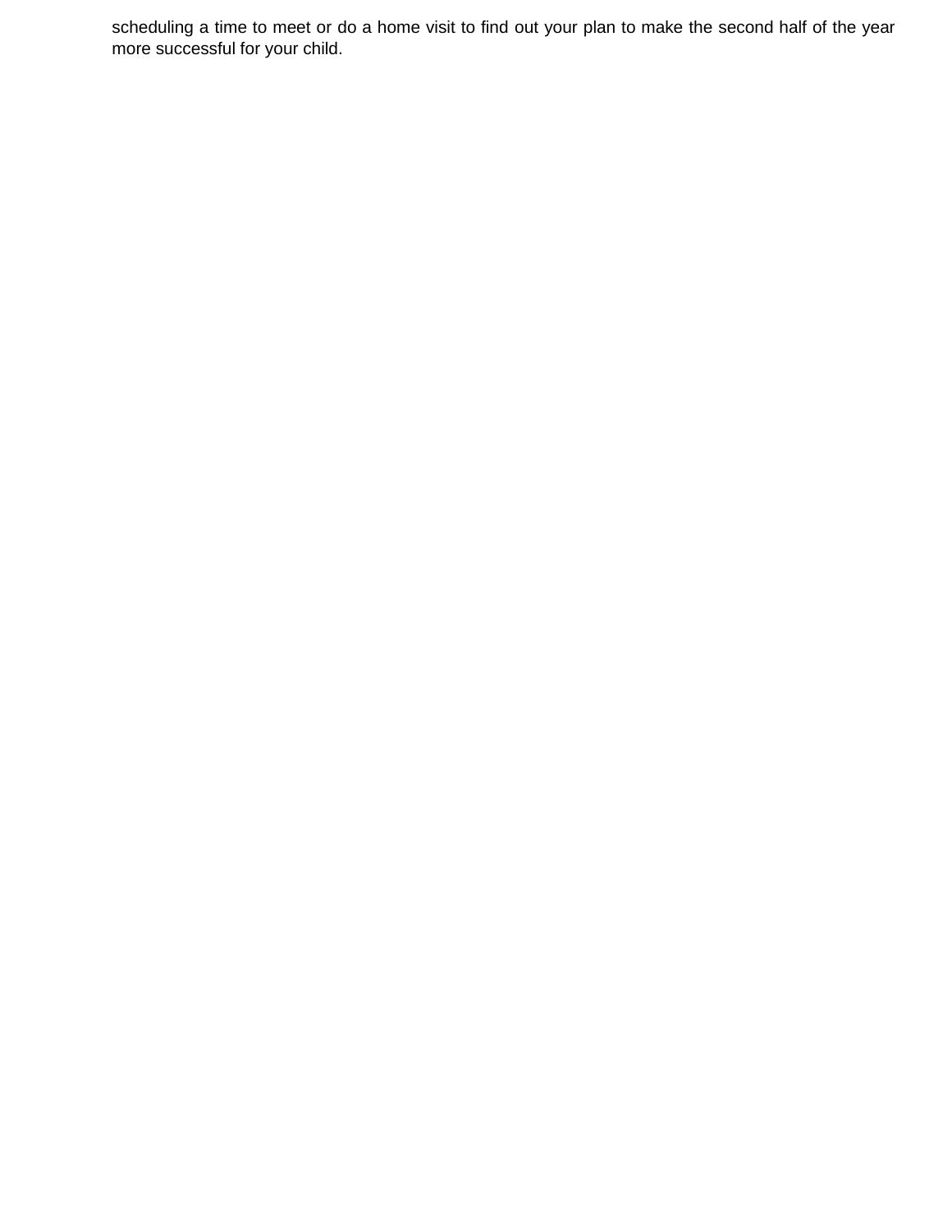scheduling a time to meet or do a home visit to find out your plan to make the second half of the year more successful for your child.